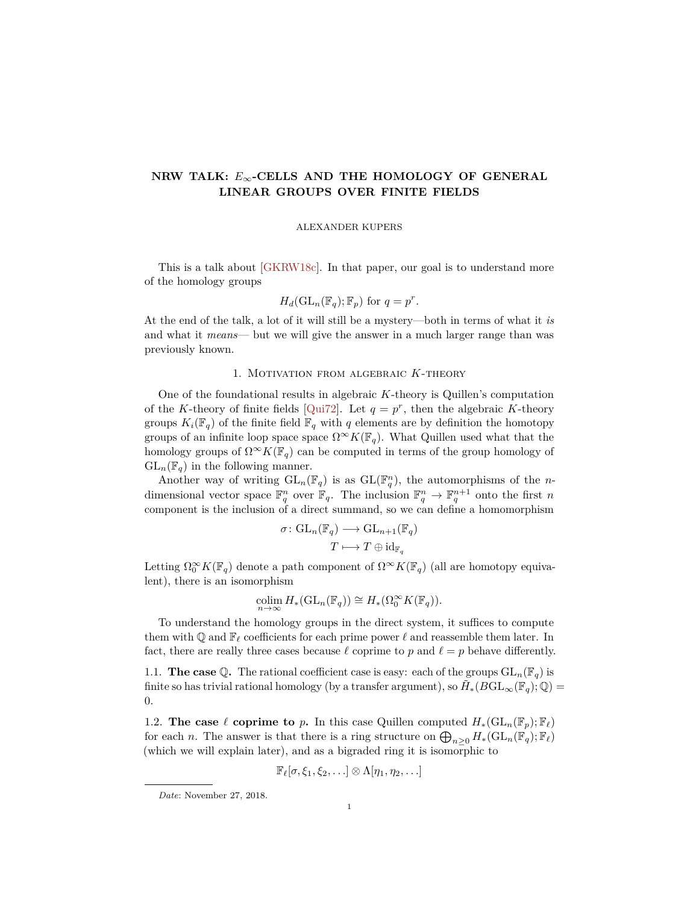# NRW TALK: $E_\infty$-CELLS AND THE HOMOLOGY OF GENERAL LINEAR GROUPS OVER FINITE FIELDS

ALEXANDER KUPERS

This is a talk about [GKRW18c]. In that paper, our goal is to understand more of the homology groups

$$H_d(\mathrm{GL}_n(\mathbb{F}_q); \mathbb{F}_p) \text{ for } q = p^r.$$

At the end of the talk, a lot of it will still be a mystery—both in terms of what it *is* and what it *means*— but we will give the answer in a much larger range than was previously known.

## 1. Motivation from algebraic $K$-theory

One of the foundational results in algebraic $K$-theory is Quillen's computation of the $K$-theory of finite fields [Qui72]. Let $q = p^r$, then the algebraic $K$-theory groups $K_i(\mathbb{F}_q)$ of the finite field $\mathbb{F}_q$ with $q$ elements are by definition the homotopy groups of an infinite loop space space $\Omega^\infty K(\mathbb{F}_q)$. What Quillen used what that the homology groups of $\Omega^\infty K(\mathbb{F}_q)$ can be computed in terms of the group homology of $\mathrm{GL}_n(\mathbb{F}_q)$ in the following manner.

Another way of writing $\mathrm{GL}_n(\mathbb{F}_q)$ is as $\mathrm{GL}(\mathbb{F}_q^n)$, the automorphisms of the $n$-dimensional vector space $\mathbb{F}_q^n$ over $\mathbb{F}_q$. The inclusion $\mathbb{F}_q^n \to \mathbb{F}_q^{n+1}$ onto the first $n$ component is the inclusion of a direct summand, so we can define a homomorphism

$$\begin{aligned} \sigma \colon \mathrm{GL}_n(\mathbb{F}_q) &\longrightarrow \mathrm{GL}_{n+1}(\mathbb{F}_q) \\ T &\longmapsto T \oplus \mathrm{id}_{\mathbb{F}_q} \end{aligned}$$

Letting $\Omega_0^\infty K(\mathbb{F}_q)$ denote a path component of $\Omega^\infty K(\mathbb{F}_q)$ (all are homotopy equivalent), there is an isomorphism

$$\operatorname*{colim}_{n \to \infty} H_*(\mathrm{GL}_n(\mathbb{F}_q)) \cong H_*(\Omega_0^\infty K(\mathbb{F}_q)).$$

To understand the homology groups in the direct system, it suffices to compute them with $\mathbb{Q}$ and $\mathbb{F}_\ell$ coefficients for each prime power $\ell$ and reassemble them later. In fact, there are really three cases because $\ell$ coprime to $p$ and $\ell = p$ behave differently.

### 1.1. The case $\mathbb{Q}$.

The rational coefficient case is easy: each of the groups $\mathrm{GL}_n(\mathbb{F}_q)$ is finite so has trivial rational homology (by a transfer argument), so $\tilde{H}_*(B\mathrm{GL}_\infty(\mathbb{F}_q); \mathbb{Q}) = 0$.

### 1.2. The case $\ell$ coprime to $p$.

In this case Quillen computed $H_*(\mathrm{GL}_n(\mathbb{F}_p); \mathbb{F}_\ell)$ for each $n$. The answer is that there is a ring structure on $\bigoplus_{n \geq 0} H_*(\mathrm{GL}_n(\mathbb{F}_q); \mathbb{F}_\ell)$ (which we will explain later), and as a bigraded ring it is isomorphic to

$$\mathbb{F}_\ell[\sigma, \xi_1, \xi_2, \ldots] \otimes \Lambda[\eta_1, \eta_2, \ldots]$$

*Date*: November 27, 2018.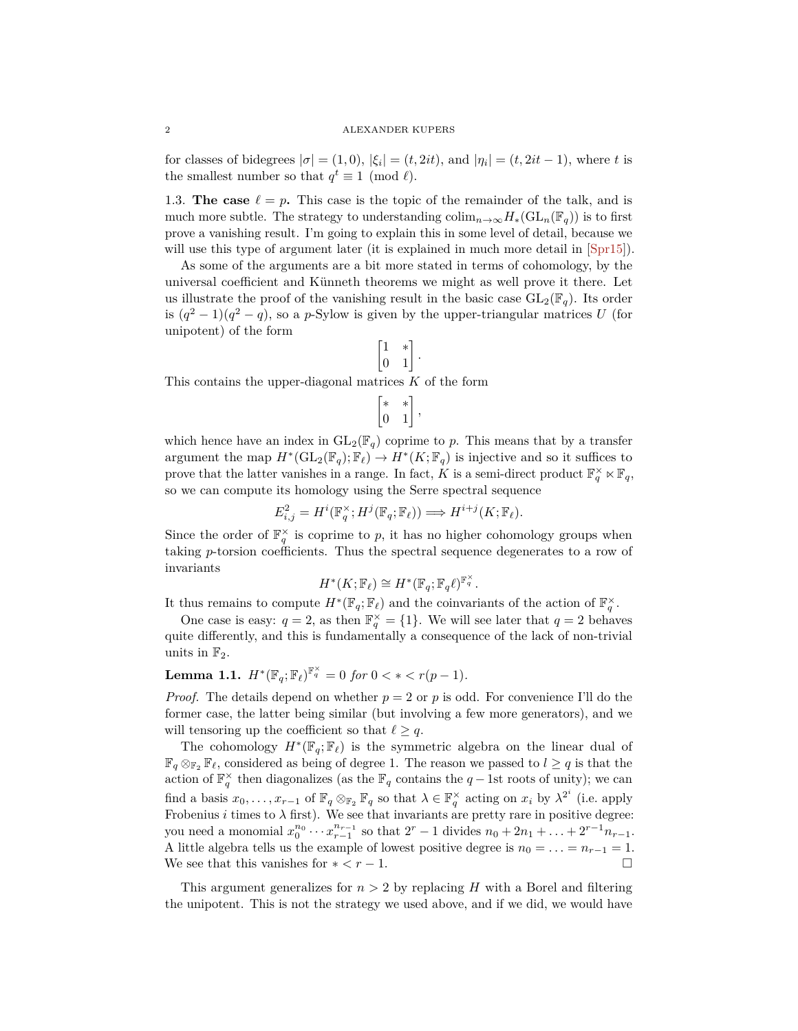for classes of bidegrees $|\sigma| = (1, 0)$, $|\xi_i| = (t, 2it)$, and $|\eta_i| = (t, 2it - 1)$, where $t$ is the smallest number so that $q^t \equiv 1 \pmod{\ell}$.

1.3. **The case $\ell = p$.** This case is the topic of the remainder of the talk, and is much more subtle. The strategy to understanding $\operatorname{colim}_{n\to\infty} H_*(\mathrm{GL}_n(\mathbb{F}_q))$ is to first prove a vanishing result. I'm going to explain this in some level of detail, because we will use this type of argument later (it is explained in much more detail in [Spr15]).

As some of the arguments are a bit more stated in terms of cohomology, by the universal coefficient and Künneth theorems we might as well prove it there. Let us illustrate the proof of the vanishing result in the basic case $\mathrm{GL}_2(\mathbb{F}_q)$. Its order is $(q^2-1)(q^2-q)$, so a $p$-Sylow is given by the upper-triangular matrices $U$ (for unipotent) of the form

$$\begin{bmatrix} 1 & * \\ 0 & 1 \end{bmatrix}.$$

This contains the upper-diagonal matrices $K$ of the form

$$\begin{bmatrix} * & * \\ 0 & 1 \end{bmatrix},$$

which hence have an index in $\mathrm{GL}_2(\mathbb{F}_q)$ coprime to $p$. This means that by a transfer argument the map $H^*(\mathrm{GL}_2(\mathbb{F}_q); \mathbb{F}_\ell) \to H^*(K; \mathbb{F}_q)$ is injective and so it suffices to prove that the latter vanishes in a range. In fact, $K$ is a semi-direct product $\mathbb{F}_q^\times \ltimes \mathbb{F}_q$, so we can compute its homology using the Serre spectral sequence

$$E^2_{i,j} = H^i(\mathbb{F}_q^\times; H^j(\mathbb{F}_q; \mathbb{F}_\ell)) \Longrightarrow H^{i+j}(K; \mathbb{F}_\ell).$$

Since the order of $\mathbb{F}_q^\times$ is coprime to $p$, it has no higher cohomology groups when taking $p$-torsion coefficients. Thus the spectral sequence degenerates to a row of invariants

$$H^*(K; \mathbb{F}_\ell) \cong H^*(\mathbb{F}_q; \mathbb{F}_q \ell)^{\mathbb{F}_q^\times}.$$

It thus remains to compute $H^*(\mathbb{F}_q; \mathbb{F}_\ell)$ and the coinvariants of the action of $\mathbb{F}_q^\times$.

One case is easy: $q = 2$, as then $\mathbb{F}_q^\times = \{1\}$. We will see later that $q = 2$ behaves quite differently, and this is fundamentally a consequence of the lack of non-trivial units in $\mathbb{F}_2$.

**Lemma 1.1.** *$H^*(\mathbb{F}_q; \mathbb{F}_\ell)^{\mathbb{F}_q^\times} = 0$ for $0 < * < r(p-1)$.*

*Proof.* The details depend on whether $p = 2$ or $p$ is odd. For convenience I'll do the former case, the latter being similar (but involving a few more generators), and we will tensoring up the coefficient so that $\ell \geq q$.

The cohomology $H^*(\mathbb{F}_q; \mathbb{F}_\ell)$ is the symmetric algebra on the linear dual of $\mathbb{F}_q \otimes_{\mathbb{F}_2} \mathbb{F}_\ell$, considered as being of degree 1. The reason we passed to $l \geq q$ is that the action of $\mathbb{F}_q^\times$ then diagonalizes (as the $\mathbb{F}_q$ contains the $q-1$st roots of unity); we can find a basis $x_0, \ldots, x_{r-1}$ of $\mathbb{F}_q \otimes_{\mathbb{F}_2} \mathbb{F}_q$ so that $\lambda \in \mathbb{F}_q^\times$ acting on $x_i$ by $\lambda^{2^i}$ (i.e. apply Frobenius $i$ times to $\lambda$ first). We see that invariants are pretty rare in positive degree: you need a monomial $x_0^{n_0} \cdots x_{r-1}^{n_{r-1}}$ so that $2^r - 1$ divides $n_0 + 2n_1 + \ldots + 2^{r-1}n_{r-1}$. A little algebra tells us the example of lowest positive degree is $n_0 = \ldots = n_{r-1} = 1$. We see that this vanishes for $* < r - 1$. $\square$

This argument generalizes for $n > 2$ by replacing $H$ with a Borel and filtering the unipotent. This is not the strategy we used above, and if we did, we would have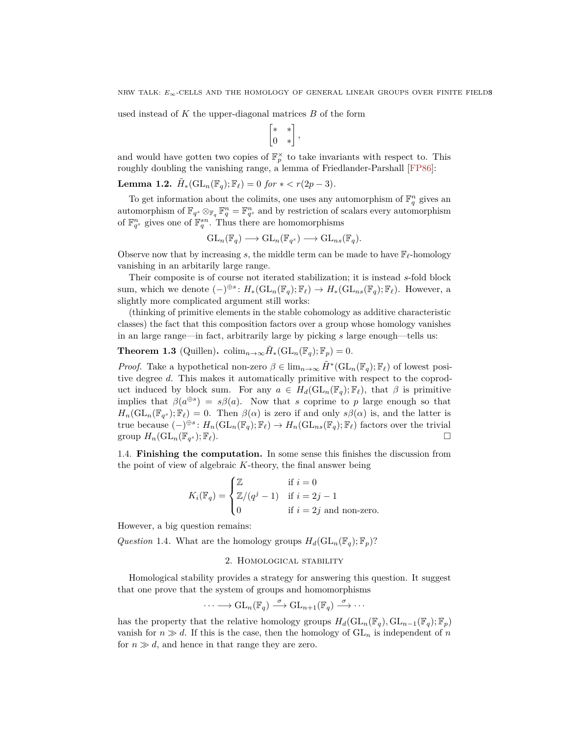used instead of $K$ the upper-diagonal matrices $B$ of the form

$$\begin{bmatrix} * & * \\ 0 & * \end{bmatrix},$$

and would have gotten two copies of $\mathbb{F}_p^\times$ to take invariants with respect to. This roughly doubling the vanishing range, a lemma of Friedlander-Parshall [FP86]:

**Lemma 1.2.** $\tilde{H}_*(\mathrm{GL}_n(\mathbb{F}_q);\mathbb{F}_\ell) = 0$ *for* $* < r(2p-3)$.

To get information about the colimits, one uses any automorphism of $\mathbb{F}_q^n$ gives an automorphism of $\mathbb{F}_{q^s} \otimes_{\mathbb{F}_q} \mathbb{F}_q^n = \mathbb{F}_{q^s}^n$ and by restriction of scalars every automorphism of $\mathbb{F}_{q^s}^n$ gives one of $\mathbb{F}_q^{sn}$. Thus there are homomorphisms

$$\mathrm{GL}_n(\mathbb{F}_q) \longrightarrow \mathrm{GL}_n(\mathbb{F}_{q^s}) \longrightarrow \mathrm{GL}_{ns}(\mathbb{F}_q).$$

Observe now that by increasing $s$, the middle term can be made to have $\mathbb{F}_\ell$-homology vanishing in an arbitarily large range.

Their composite is of course not iterated stabilization; it is instead $s$-fold block sum, which we denote $(-)^{\oplus s}\colon H_*(\mathrm{GL}_n(\mathbb{F}_q);\mathbb{F}_\ell) \to H_*(\mathrm{GL}_{ns}(\mathbb{F}_q);\mathbb{F}_\ell)$. However, a slightly more complicated argument still works:

(thinking of primitive elements in the stable cohomology as additive characteristic classes) the fact that this composition factors over a group whose homology vanishes in an large range—in fact, arbitrarily large by picking $s$ large enough—tells us:

**Theorem 1.3** (Quillen)**.** $\mathrm{colim}_{n\to\infty}\tilde{H}_*(\mathrm{GL}_n(\mathbb{F}_q);\mathbb{F}_p) = 0$.

*Proof.* Take a hypothetical non-zero $\beta \in \lim_{n\to\infty} \tilde{H}^*(\mathrm{GL}_n(\mathbb{F}_q);\mathbb{F}_\ell)$ of lowest positive degree $d$. This makes it automatically primitive with respect to the coproduct induced by block sum. For any $a \in H_d(\mathrm{GL}_n(\mathbb{F}_q);\mathbb{F}_\ell)$, that $\beta$ is primitive implies that $\beta(a^{\oplus s}) = s\beta(a)$. Now take $s$ coprime to $p$ large enough so that $H_n(\mathrm{GL}_n(\mathbb{F}_{q^s});\mathbb{F}_\ell) = 0$. Then $\beta(\alpha)$ is zero if and only $s\beta(\alpha)$ is, and the latter is true because $(-)^{\oplus s}\colon H_n(\mathrm{GL}_n(\mathbb{F}_q);\mathbb{F}_\ell) \to H_n(\mathrm{GL}_{ns}(\mathbb{F}_q);\mathbb{F}_\ell)$ factors over the trivial group $H_n(\mathrm{GL}_n(\mathbb{F}_{q^s});\mathbb{F}_\ell)$. □

1.4. **Finishing the computation.** In some sense this finishes the discussion from the point of view of algebraic $K$-theory, the final answer being

$$K_i(\mathbb{F}_q) = \begin{cases} \mathbb{Z} & \text{if } i = 0 \\ \mathbb{Z}/(q^j-1) & \text{if } i = 2j-1 \\ 0 & \text{if } i = 2j \text{ and non-zero.} \end{cases}$$

However, a big question remains:

*Question* 1.4. What are the homology groups $H_d(\mathrm{GL}_n(\mathbb{F}_q);\mathbb{F}_p)$?

## 2. Homological stability

Homological stability provides a strategy for answering this question. It suggest that one prove that the system of groups and homomorphisms

$$\cdots \longrightarrow \mathrm{GL}_n(\mathbb{F}_q) \xrightarrow{\sigma} \mathrm{GL}_{n+1}(\mathbb{F}_q) \xrightarrow{\sigma} \cdots$$

has the property that the relative homology groups $H_d(\mathrm{GL}_n(\mathbb{F}_q),\mathrm{GL}_{n-1}(\mathbb{F}_q);\mathbb{F}_p)$ vanish for $n \gg d$. If this is the case, then the homology of $\mathrm{GL}_n$ is independent of $n$ for $n \gg d$, and hence in that range they are zero.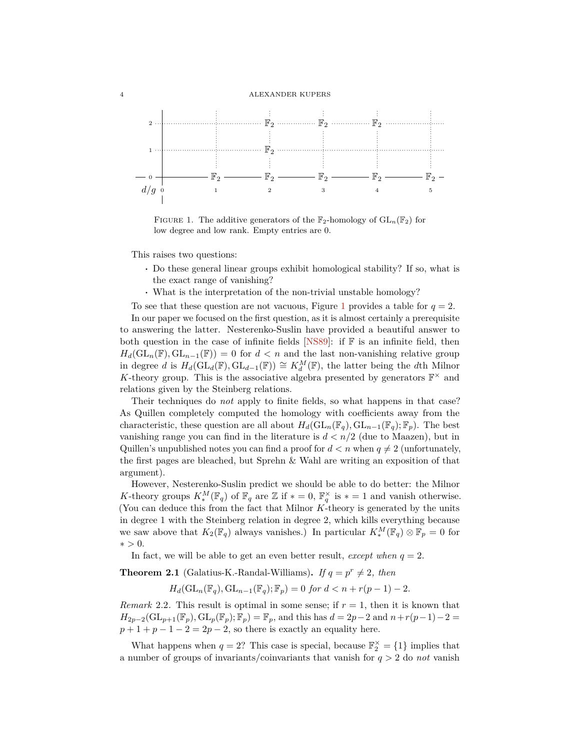| $d$ \ $g$ | 0 | 1 | 2 | 3 | 4 | 5 |
|---|---|---|---|---|---|---|
| 2 | | | $\mathbb{F}_2$ | $\mathbb{F}_2$ | $\mathbb{F}_2$ | |
| 1 | | | $\mathbb{F}_2$ | | | |
| 0 | | $\mathbb{F}_2$ | $\mathbb{F}_2$ | $\mathbb{F}_2$ | $\mathbb{F}_2$ | $\mathbb{F}_2$ |

FIGURE 1. The additive generators of the $\mathbb{F}_2$-homology of $\mathrm{GL}_n(\mathbb{F}_2)$ for low degree and low rank. Empty entries are 0.

This raises two questions:

- Do these general linear groups exhibit homological stability? If so, what is the exact range of vanishing?
- What is the interpretation of the non-trivial unstable homology?

To see that these question are not vacuous, Figure 1 provides a table for $q = 2$.

In our paper we focused on the first question, as it is almost certainly a prerequisite to answering the latter. Nesterenko-Suslin have provided a beautiful answer to both question in the case of infinite fields [NS89]: if $\mathbb{F}$ is an infinite field, then $H_d(\mathrm{GL}_n(\mathbb{F}), \mathrm{GL}_{n-1}(\mathbb{F})) = 0$ for $d < n$ and the last non-vanishing relative group in degree $d$ is $H_d(\mathrm{GL}_d(\mathbb{F}), \mathrm{GL}_{d-1}(\mathbb{F})) \cong K^M_d(\mathbb{F})$, the latter being the $d$th Milnor $K$-theory group. This is the associative algebra presented by generators $\mathbb{F}^\times$ and relations given by the Steinberg relations.

Their techniques do *not* apply to finite fields, so what happens in that case? As Quillen completely computed the homology with coefficients away from the characteristic, these question are all about $H_d(\mathrm{GL}_n(\mathbb{F}_q), \mathrm{GL}_{n-1}(\mathbb{F}_q); \mathbb{F}_p)$. The best vanishing range you can find in the literature is $d < n/2$ (due to Maazen), but in Quillen's unpublished notes you can find a proof for $d < n$ when $q \neq 2$ (unfortunately, the first pages are bleached, but Sprehn & Wahl are writing an exposition of that argument).

However, Nesterenko-Suslin predict we should be able to do better: the Milnor $K$-theory groups $K^M_*(\mathbb{F}_q)$ of $\mathbb{F}_q$ are $\mathbb{Z}$ if $* = 0$, $\mathbb{F}_q^\times$ is $* = 1$ and vanish otherwise. (You can deduce this from the fact that Milnor $K$-theory is generated by the units in degree 1 with the Steinberg relation in degree 2, which kills everything because we saw above that $K_2(\mathbb{F}_q)$ always vanishes.) In particular $K^M_*(\mathbb{F}_q) \otimes \mathbb{F}_p = 0$ for $* > 0$.

In fact, we will be able to get an even better result, *except when* $q = 2$.

**Theorem 2.1** (Galatius-K.-Randal-Williams)**.** *If $q = p^r \neq 2$, then*

$$H_d(\mathrm{GL}_n(\mathbb{F}_q), \mathrm{GL}_{n-1}(\mathbb{F}_q); \mathbb{F}_p) = 0 \text{ for } d < n + r(p-1) - 2.$$

*Remark* 2.2. This result is optimal in some sense; if $r = 1$, then it is known that $H_{2p-2}(\mathrm{GL}_{p+1}(\mathbb{F}_p), \mathrm{GL}_p(\mathbb{F}_p); \mathbb{F}_p) = \mathbb{F}_p$, and this has $d = 2p-2$ and $n + r(p-1) - 2 = p + 1 + p - 1 - 2 = 2p - 2$, so there is exactly an equality here.

What happens when $q = 2$? This case is special, because $\mathbb{F}_2^\times = \{1\}$ implies that a number of groups of invariants/coinvariants that vanish for $q > 2$ do *not* vanish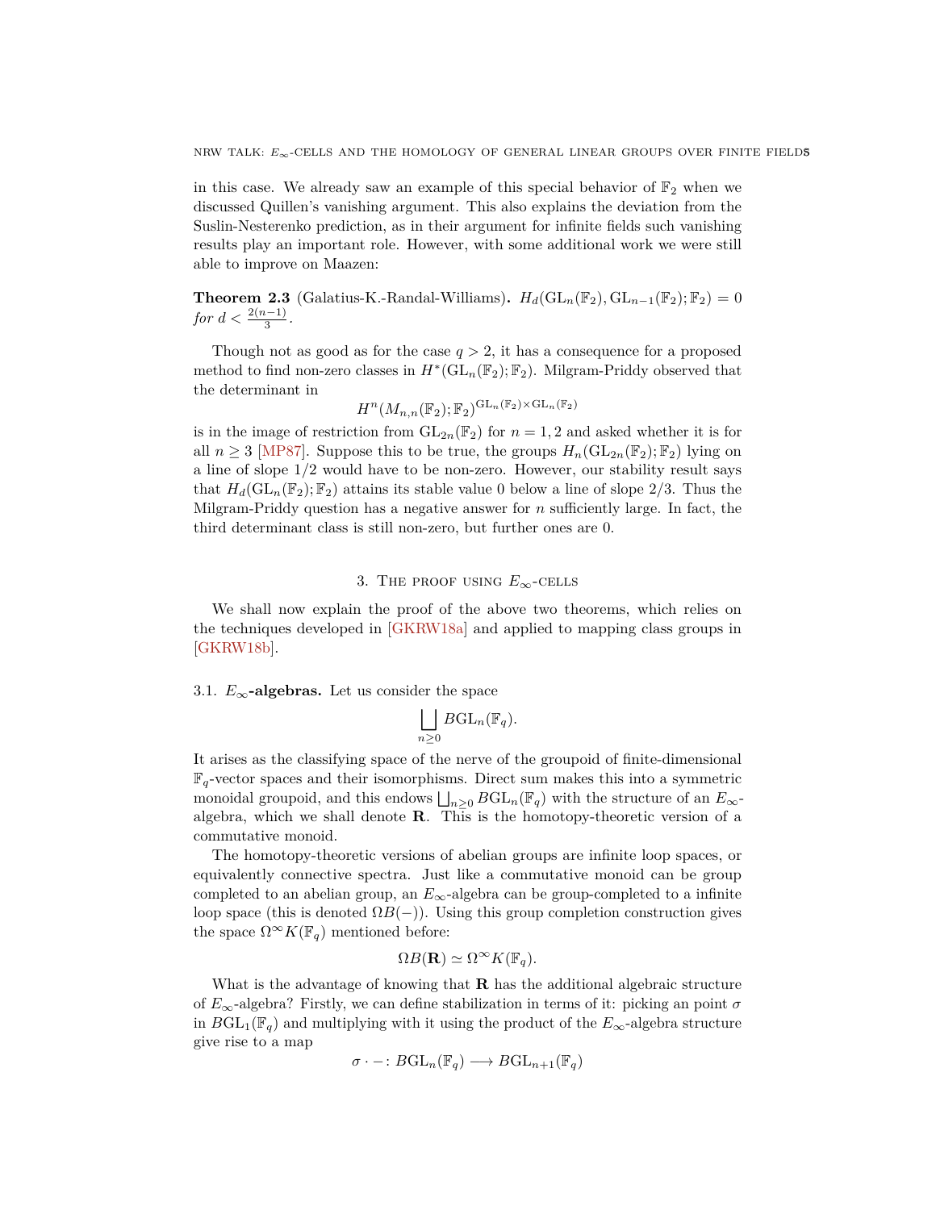in this case. We already saw an example of this special behavior of $\mathbb{F}_2$ when we discussed Quillen's vanishing argument. This also explains the deviation from the Suslin-Nesterenko prediction, as in their argument for infinite fields such vanishing results play an important role. However, with some additional work we were still able to improve on Maazen:

**Theorem 2.3** (Galatius-K.-Randal-Williams)**.** *$H_d(\mathrm{GL}_n(\mathbb{F}_2), \mathrm{GL}_{n-1}(\mathbb{F}_2); \mathbb{F}_2) = 0$ for $d < \frac{2(n-1)}{3}$.*

Though not as good as for the case $q > 2$, it has a consequence for a proposed method to find non-zero classes in $H^*(\mathrm{GL}_n(\mathbb{F}_2); \mathbb{F}_2)$. Milgram-Priddy observed that the determinant in

$$H^n(M_{n,n}(\mathbb{F}_2); \mathbb{F}_2)^{\mathrm{GL}_n(\mathbb{F}_2) \times \mathrm{GL}_n(\mathbb{F}_2)}$$

is in the image of restriction from $\mathrm{GL}_{2n}(\mathbb{F}_2)$ for $n = 1, 2$ and asked whether it is for all $n \geq 3$ [MP87]. Suppose this to be true, the groups $H_n(\mathrm{GL}_{2n}(\mathbb{F}_2); \mathbb{F}_2)$ lying on a line of slope $1/2$ would have to be non-zero. However, our stability result says that $H_d(\mathrm{GL}_n(\mathbb{F}_2); \mathbb{F}_2)$ attains its stable value 0 below a line of slope $2/3$. Thus the Milgram-Priddy question has a negative answer for $n$ sufficiently large. In fact, the third determinant class is still non-zero, but further ones are 0.

## 3. The proof using $E_\infty$-cells

We shall now explain the proof of the above two theorems, which relies on the techniques developed in [GKRW18a] and applied to mapping class groups in [GKRW18b].

3.1. **$E_\infty$-algebras.** Let us consider the space

$$\bigsqcup_{n \geq 0} B\mathrm{GL}_n(\mathbb{F}_q).$$

It arises as the classifying space of the nerve of the groupoid of finite-dimensional $\mathbb{F}_q$-vector spaces and their isomorphisms. Direct sum makes this into a symmetric monoidal groupoid, and this endows $\bigsqcup_{n \geq 0} B\mathrm{GL}_n(\mathbb{F}_q)$ with the structure of an $E_\infty$-algebra, which we shall denote $\mathbf{R}$. This is the homotopy-theoretic version of a commutative monoid.

The homotopy-theoretic versions of abelian groups are infinite loop spaces, or equivalently connective spectra. Just like a commutative monoid can be group completed to an abelian group, an $E_\infty$-algebra can be group-completed to a infinite loop space (this is denoted $\Omega B(-)$). Using this group completion construction gives the space $\Omega^\infty K(\mathbb{F}_q)$ mentioned before:

$$\Omega B(\mathbf{R}) \simeq \Omega^\infty K(\mathbb{F}_q).$$

What is the advantage of knowing that $\mathbf{R}$ has the additional algebraic structure of $E_\infty$-algebra? Firstly, we can define stabilization in terms of it: picking an point $\sigma$ in $B\mathrm{GL}_1(\mathbb{F}_q)$ and multiplying with it using the product of the $E_\infty$-algebra structure give rise to a map

$$\sigma \cdot - \colon B\mathrm{GL}_n(\mathbb{F}_q) \longrightarrow B\mathrm{GL}_{n+1}(\mathbb{F}_q)$$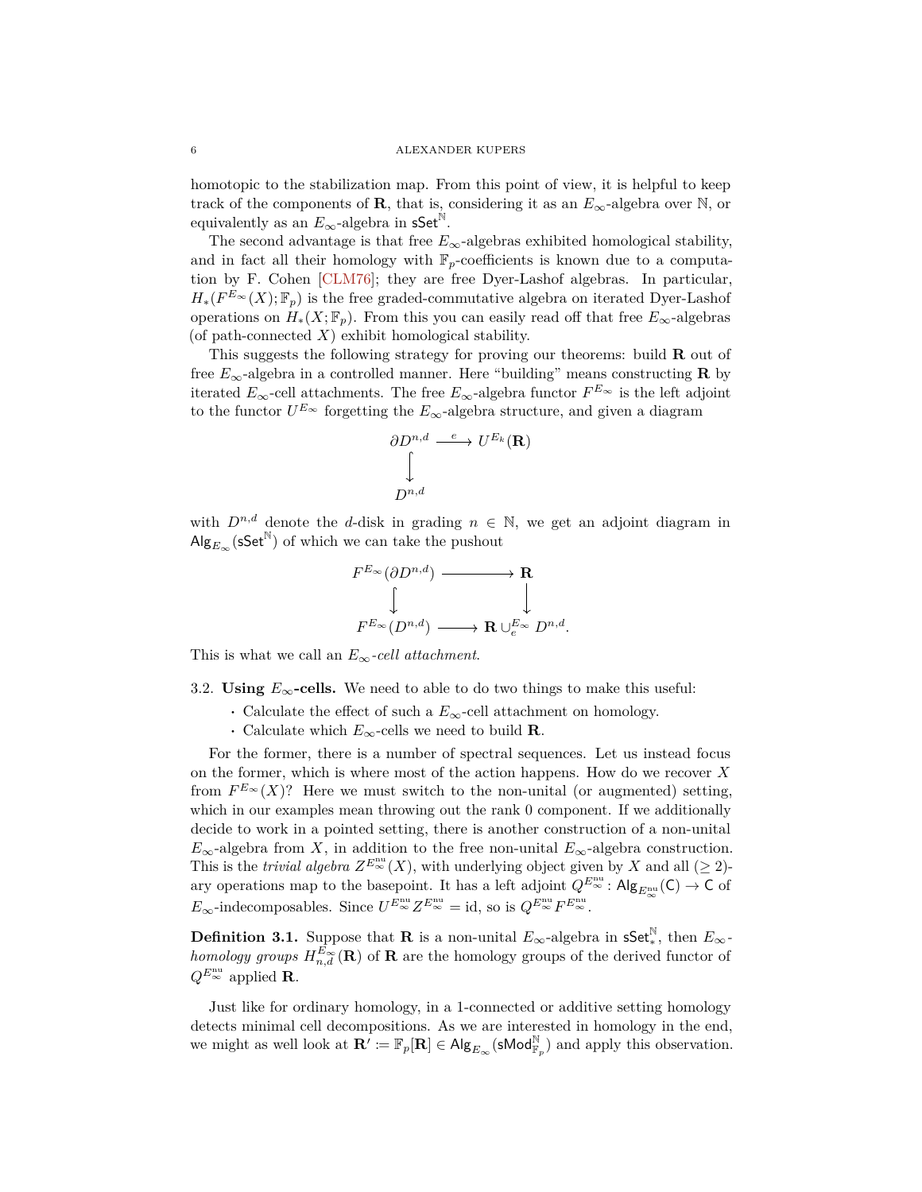homotopic to the stabilization map. From this point of view, it is helpful to keep track of the components of $\mathbf{R}$, that is, considering it as an $E_\infty$-algebra over $\mathbb{N}$, or equivalently as an $E_\infty$-algebra in $\mathsf{sSet}^{\mathbb{N}}$.

The second advantage is that free $E_\infty$-algebras exhibited homological stability, and in fact all their homology with $\mathbb{F}_p$-coefficients is known due to a computation by F. Cohen [CLM76]; they are free Dyer-Lashof algebras. In particular, $H_*(F^{E_\infty}(X); \mathbb{F}_p)$ is the free graded-commutative algebra on iterated Dyer-Lashof operations on $H_*(X; \mathbb{F}_p)$. From this you can easily read off that free $E_\infty$-algebras (of path-connected $X$) exhibit homological stability.

This suggests the following strategy for proving our theorems: build $\mathbf{R}$ out of free $E_\infty$-algebra in a controlled manner. Here "building" means constructing $\mathbf{R}$ by iterated $E_\infty$-cell attachments. The free $E_\infty$-algebra functor $F^{E_\infty}$ is the left adjoint to the functor $U^{E_\infty}$ forgetting the $E_\infty$-algebra structure, and given a diagram

$$\begin{array}{ccc} \partial D^{n,d} & \xrightarrow{e} & U^{E_k}(\mathbf{R}) \\ \big\downarrow & & \\ D^{n,d} & & \end{array}$$

with $D^{n,d}$ denote the $d$-disk in grading $n \in \mathbb{N}$, we get an adjoint diagram in $\mathsf{Alg}_{E_\infty}(\mathsf{sSet}^{\mathbb{N}})$ of which we can take the pushout

$$\begin{array}{ccc} F^{E_\infty}(\partial D^{n,d}) & \longrightarrow & \mathbf{R} \\ \big\downarrow & & \big\downarrow \\ F^{E_\infty}(D^{n,d}) & \longrightarrow & \mathbf{R} \cup_e^{E_\infty} D^{n,d}. \end{array}$$

This is what we call an *$E_\infty$-cell attachment.*

3.2. **Using $E_\infty$-cells.** We need to able to do two things to make this useful:

- Calculate the effect of such a $E_\infty$-cell attachment on homology.
- Calculate which $E_\infty$-cells we need to build $\mathbf{R}$.

For the former, there is a number of spectral sequences. Let us instead focus on the former, which is where most of the action happens. How do we recover $X$ from $F^{E_\infty}(X)$? Here we must switch to the non-unital (or augmented) setting, which in our examples mean throwing out the rank 0 component. If we additionally decide to work in a pointed setting, there is another construction of a non-unital $E_\infty$-algebra from $X$, in addition to the free non-unital $E_\infty$-algebra construction. This is the *trivial algebra* $Z^{E_\infty^{\text{nu}}}(X)$, with underlying object given by $X$ and all $(\geq 2)$-ary operations map to the basepoint. It has a left adjoint $Q^{E_\infty^{\text{nu}}} \colon \mathsf{Alg}_{E_\infty^{\text{nu}}}(\mathsf{C}) \to \mathsf{C}$ of $E_\infty$-indecomposables. Since $U^{E_\infty^{\text{nu}}} Z^{E_\infty^{\text{nu}}} = \text{id}$, so is $Q^{E_\infty^{\text{nu}}} F^{E_\infty^{\text{nu}}}$.

**Definition 3.1.** Suppose that $\mathbf{R}$ is a non-unital $E_\infty$-algebra in $\mathsf{sSet}_*^{\mathbb{N}}$, then *$E_\infty$-homology groups* $H_{n,d}^{E_\infty}(\mathbf{R})$ of $\mathbf{R}$ are the homology groups of the derived functor of $Q^{E_\infty^{\text{nu}}}$ applied $\mathbf{R}$.

Just like for ordinary homology, in a 1-connected or additive setting homology detects minimal cell decompositions. As we are interested in homology in the end, we might as well look at $\mathbf{R}' \coloneqq \mathbb{F}_p[\mathbf{R}] \in \mathsf{Alg}_{E_\infty}(\mathsf{sMod}_{\mathbb{F}_p}^{\mathbb{N}})$ and apply this observation.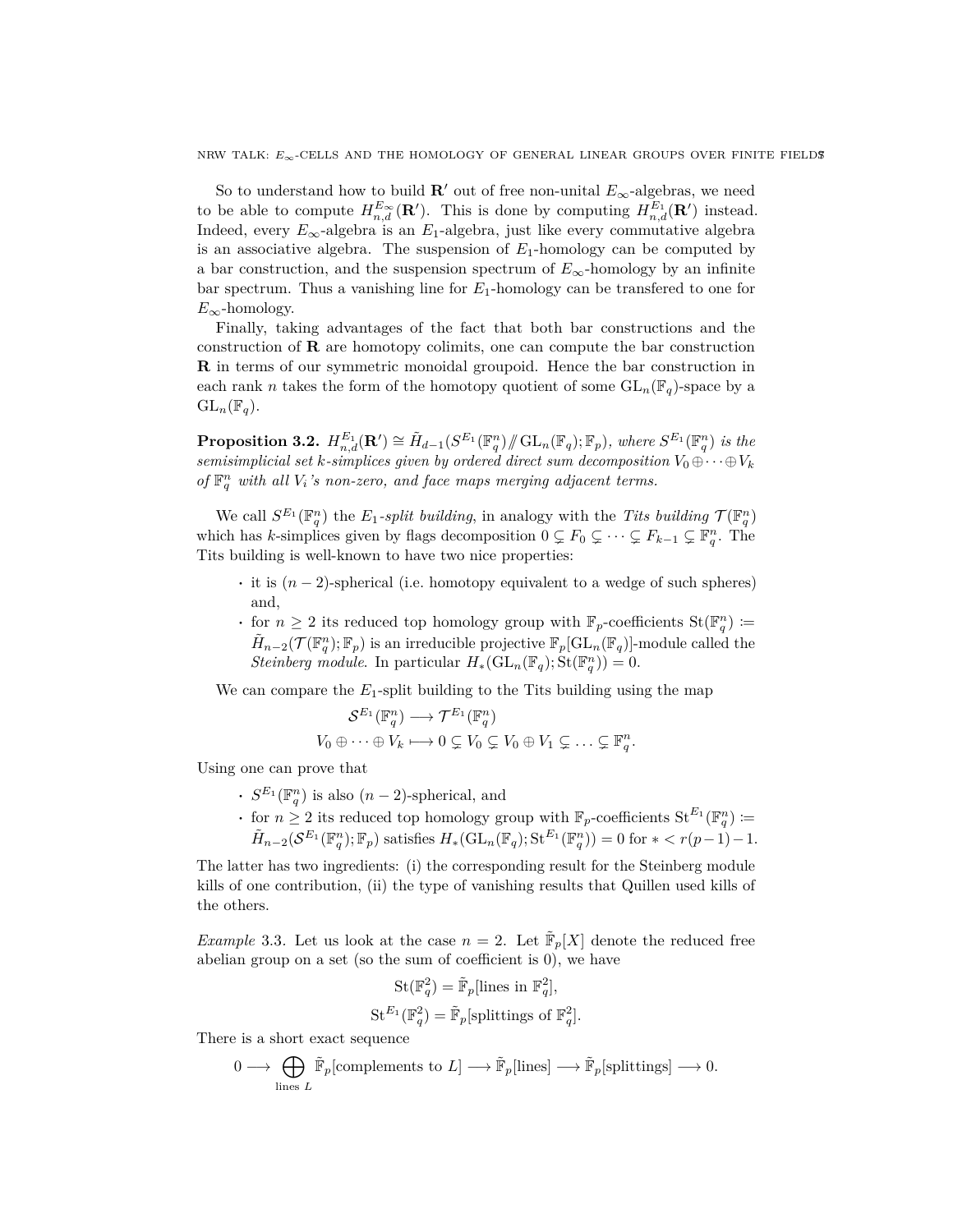So to understand how to build $\mathbf{R}'$ out of free non-unital $E_\infty$-algebras, we need to be able to compute $H^{E_\infty}_{n,d}(\mathbf{R}')$. This is done by computing $H^{E_1}_{n,d}(\mathbf{R}')$ instead. Indeed, every $E_\infty$-algebra is an $E_1$-algebra, just like every commutative algebra is an associative algebra. The suspension of $E_1$-homology can be computed by a bar construction, and the suspension spectrum of $E_\infty$-homology by an infinite bar spectrum. Thus a vanishing line for $E_1$-homology can be transfered to one for $E_\infty$-homology.

Finally, taking advantages of the fact that both bar constructions and the construction of $\mathbf{R}$ are homotopy colimits, one can compute the bar construction $\mathbf{R}$ in terms of our symmetric monoidal groupoid. Hence the bar construction in each rank $n$ takes the form of the homotopy quotient of some $\mathrm{GL}_n(\mathbb{F}_q)$-space by a $\mathrm{GL}_n(\mathbb{F}_q)$.

**Proposition 3.2.** *$H^{E_1}_{n,d}(\mathbf{R}') \cong \tilde{H}_{d-1}(S^{E_1}(\mathbb{F}_q^n) /\!\!/ \mathrm{GL}_n(\mathbb{F}_q); \mathbb{F}_p)$, where $S^{E_1}(\mathbb{F}_q^n)$ is the semisimplicial set $k$-simplices given by ordered direct sum decomposition $V_0 \oplus \cdots \oplus V_k$ of $\mathbb{F}_q^n$ with all $V_i$'s non-zero, and face maps merging adjacent terms.*

We call $S^{E_1}(\mathbb{F}_q^n)$ the *$E_1$-split building*, in analogy with the *Tits building* $\mathcal{T}(\mathbb{F}_q^n)$ which has $k$-simplices given by flags decomposition $0 \subsetneq F_0 \subsetneq \cdots \subsetneq F_{k-1} \subsetneq \mathbb{F}_q^n$. The Tits building is well-known to have two nice properties:

- it is $(n-2)$-spherical (i.e. homotopy equivalent to a wedge of such spheres) and,
- for $n \geq 2$ its reduced top homology group with $\mathbb{F}_p$-coefficients $\mathrm{St}(\mathbb{F}_q^n) := \tilde{H}_{n-2}(\mathcal{T}(\mathbb{F}_q^n); \mathbb{F}_p)$ is an irreducible projective $\mathbb{F}_p[\mathrm{GL}_n(\mathbb{F}_q)]$-module called the *Steinberg module*. In particular $H_*(\mathrm{GL}_n(\mathbb{F}_q); \mathrm{St}(\mathbb{F}_q^n)) = 0$.

We can compare the $E_1$-split building to the Tits building using the map

$$
\begin{aligned}
\mathcal{S}^{E_1}(\mathbb{F}_q^n) &\longrightarrow \mathcal{T}^{E_1}(\mathbb{F}_q^n) \\
V_0 \oplus \cdots \oplus V_k &\longmapsto 0 \subsetneq V_0 \subsetneq V_0 \oplus V_1 \subsetneq \ldots \subsetneq \mathbb{F}_q^n.
\end{aligned}
$$

Using one can prove that

- $S^{E_1}(\mathbb{F}_q^n)$ is also $(n-2)$-spherical, and
- for $n \geq 2$ its reduced top homology group with $\mathbb{F}_p$-coefficients $\mathrm{St}^{E_1}(\mathbb{F}_q^n) := \tilde{H}_{n-2}(\mathcal{S}^{E_1}(\mathbb{F}_q^n); \mathbb{F}_p)$ satisfies $H_*(\mathrm{GL}_n(\mathbb{F}_q); \mathrm{St}^{E_1}(\mathbb{F}_q^n)) = 0$ for $* < r(p-1)-1$.

The latter has two ingredients: (i) the corresponding result for the Steinberg module kills of one contribution, (ii) the type of vanishing results that Quillen used kills of the others.

*Example* 3.3. Let us look at the case $n = 2$. Let $\tilde{\mathbb{F}}_p[X]$ denote the reduced free abelian group on a set (so the sum of coefficient is 0), we have

$$
\begin{aligned}
\mathrm{St}(\mathbb{F}_q^2) &= \tilde{\mathbb{F}}_p[\text{lines in } \mathbb{F}_q^2], \\
\mathrm{St}^{E_1}(\mathbb{F}_q^2) &= \tilde{\mathbb{F}}_p[\text{splittings of } \mathbb{F}_q^2].
\end{aligned}
$$

There is a short exact sequence

$$
0 \longrightarrow \bigoplus_{\text{lines } L} \tilde{\mathbb{F}}_p[\text{complements to } L] \longrightarrow \tilde{\mathbb{F}}_p[\text{lines}] \longrightarrow \tilde{\mathbb{F}}_p[\text{splittings}] \longrightarrow 0.
$$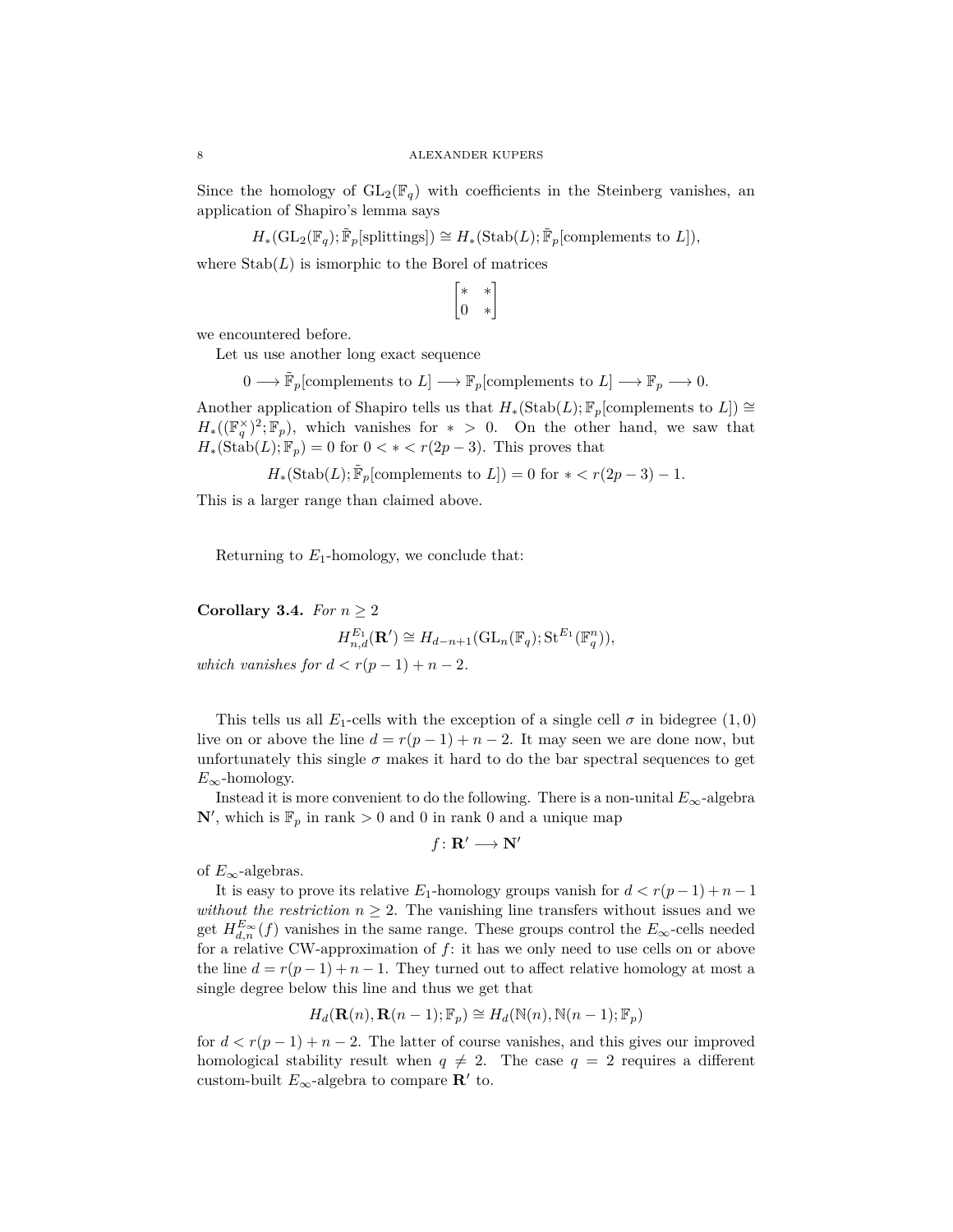Since the homology of $\mathrm{GL}_2(\mathbb{F}_q)$ with coefficients in the Steinberg vanishes, an application of Shapiro's lemma says

$$H_*(\mathrm{GL}_2(\mathbb{F}_q); \tilde{\mathbb{F}}_p[\text{splittings}]) \cong H_*(\mathrm{Stab}(L); \tilde{\mathbb{F}}_p[\text{complements to } L]),$$

where $\mathrm{Stab}(L)$ is ismorphic to the Borel of matrices

$$\begin{bmatrix} * & * \\ 0 & * \end{bmatrix}$$

we encountered before.

Let us use another long exact sequence

$$0 \longrightarrow \tilde{\mathbb{F}}_p[\text{complements to } L] \longrightarrow \mathbb{F}_p[\text{complements to } L] \longrightarrow \mathbb{F}_p \longrightarrow 0.$$

Another application of Shapiro tells us that $H_*(\mathrm{Stab}(L); \mathbb{F}_p[\text{complements to } L]) \cong H_*((\mathbb{F}_q^\times)^2; \mathbb{F}_p)$, which vanishes for $* > 0$. On the other hand, we saw that $H_*(\mathrm{Stab}(L); \mathbb{F}_p) = 0$ for $0 < * < r(2p-3)$. This proves that

$$H_*(\mathrm{Stab}(L); \tilde{\mathbb{F}}_p[\text{complements to } L]) = 0 \text{ for } * < r(2p-3) - 1.$$

This is a larger range than claimed above.

Returning to $E_1$-homology, we conclude that:

**Corollary 3.4.** *For $n \geq 2$*

$$H^{E_1}_{n,d}(\mathbf{R}') \cong H_{d-n+1}(\mathrm{GL}_n(\mathbb{F}_q); \mathrm{St}^{E_1}(\mathbb{F}_q^n)),$$

*which vanishes for $d < r(p-1) + n - 2$.*

This tells us all $E_1$-cells with the exception of a single cell $\sigma$ in bidegree $(1,0)$ live on or above the line $d = r(p-1) + n - 2$. It may seen we are done now, but unfortunately this single $\sigma$ makes it hard to do the bar spectral sequences to get $E_\infty$-homology.

Instead it is more convenient to do the following. There is a non-unital $E_\infty$-algebra $\mathbf{N}'$, which is $\mathbb{F}_p$ in rank $> 0$ and $0$ in rank $0$ and a unique map

$$f \colon \mathbf{R}' \longrightarrow \mathbf{N}'$$

of $E_\infty$-algebras.

It is easy to prove its relative $E_1$-homology groups vanish for $d < r(p-1) + n - 1$ *without the restriction* $n \geq 2$. The vanishing line transfers without issues and we get $H^{E_\infty}_{d,n}(f)$ vanishes in the same range. These groups control the $E_\infty$-cells needed for a relative CW-approximation of $f$: it has we only need to use cells on or above the line $d = r(p-1) + n - 1$. They turned out to affect relative homology at most a single degree below this line and thus we get that

$$H_d(\mathbf{R}(n), \mathbf{R}(n-1); \mathbb{F}_p) \cong H_d(\mathbb{N}(n), \mathbb{N}(n-1); \mathbb{F}_p)$$

for $d < r(p-1) + n - 2$. The latter of course vanishes, and this gives our improved homological stability result when $q \neq 2$. The case $q = 2$ requires a different custom-built $E_\infty$-algebra to compare $\mathbf{R}'$ to.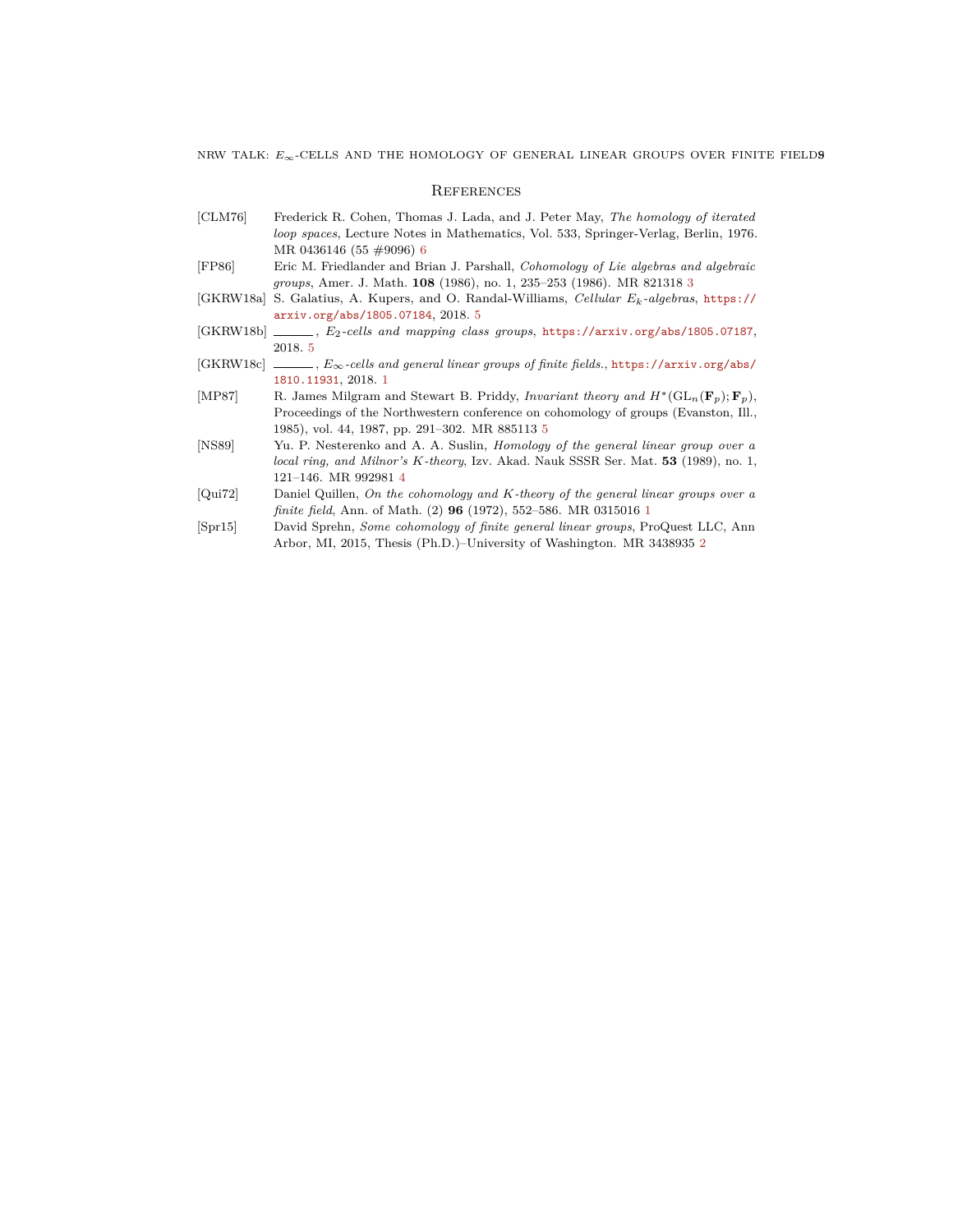## References

[CLM76] Frederick R. Cohen, Thomas J. Lada, and J. Peter May, *The homology of iterated loop spaces*, Lecture Notes in Mathematics, Vol. 533, Springer-Verlag, Berlin, 1976. MR 0436146 (55 #9096) 6

[FP86] Eric M. Friedlander and Brian J. Parshall, *Cohomology of Lie algebras and algebraic groups*, Amer. J. Math. **108** (1986), no. 1, 235–253 (1986). MR 821318 3

[GKRW18a] S. Galatius, A. Kupers, and O. Randal-Williams, *Cellular $E_k$-algebras*, https://arxiv.org/abs/1805.07184, 2018. 5

[GKRW18b] ______, *$E_2$-cells and mapping class groups*, https://arxiv.org/abs/1805.07187, 2018. 5

[GKRW18c] ______, *$E_\infty$-cells and general linear groups of finite fields.*, https://arxiv.org/abs/1810.11931, 2018. 1

[MP87] R. James Milgram and Stewart B. Priddy, *Invariant theory and $H^*(\mathrm{GL}_n(\mathbf{F}_p); \mathbf{F}_p)$*, Proceedings of the Northwestern conference on cohomology of groups (Evanston, Ill., 1985), vol. 44, 1987, pp. 291–302. MR 885113 5

[NS89] Yu. P. Nesterenko and A. A. Suslin, *Homology of the general linear group over a local ring, and Milnor's K-theory*, Izv. Akad. Nauk SSSR Ser. Mat. **53** (1989), no. 1, 121–146. MR 992981 4

[Qui72] Daniel Quillen, *On the cohomology and K-theory of the general linear groups over a finite field*, Ann. of Math. (2) **96** (1972), 552–586. MR 0315016 1

[Spr15] David Sprehn, *Some cohomology of finite general linear groups*, ProQuest LLC, Ann Arbor, MI, 2015, Thesis (Ph.D.)–University of Washington. MR 3438935 2